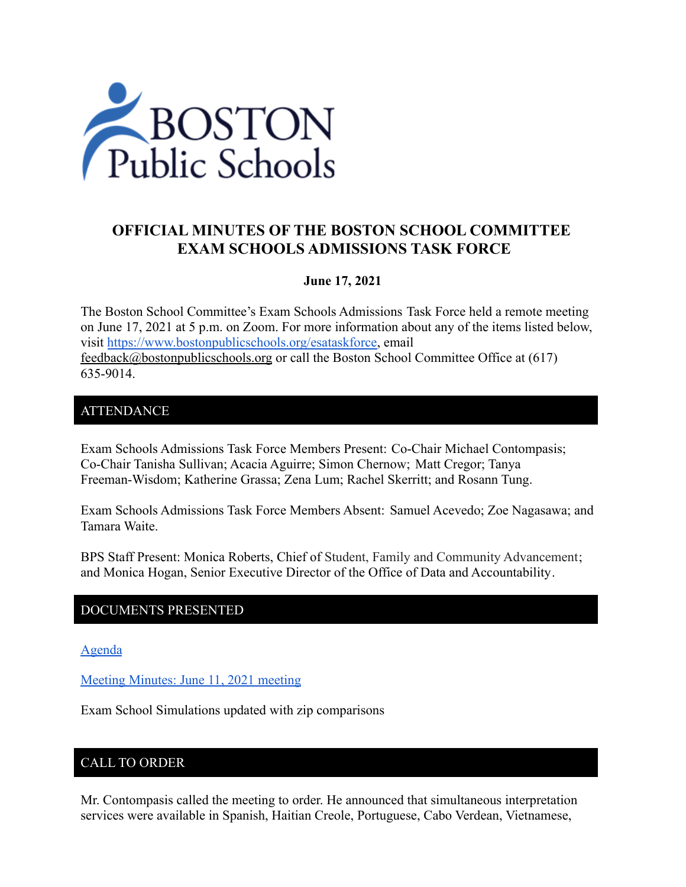# OFFICIAL MINUTES OF THE BOSTON SCHOOL COMMITTEE EXAM SCHOOLS ADMISSIONS TASK FORCE

**June 17, 2021**

The Boston School Committee's Exam Schools Admissions Task Force held a remote meeting on June 17, 2021 at 5 p.m. on Zoom. For more information about any of the items listed below, visit https://www.bostonpublicschools.org/esataskforce, email feedback@bostonpublicschools.org or call the Boston School Committee Office at (617) 635-9014.

## ATTENDANCE

Exam Schools Admissions Task Force Members Present: Co-Chair Michael Contompasis; Co-Chair Tanisha Sullivan; Acacia Aguirre; Simon Chernow; Matt Cregor; Tanya Freeman-Wisdom; Katherine Grassa; Zena Lum; Rachel Skerritt; and Rosann Tung.

Exam Schools Admissions Task Force Members Absent: Samuel Acevedo; Zoe Nagasawa; and Tamara Waite.

BPS Staff Present: Monica Roberts, Chief of Student, Family and Community Advancement; and Monica Hogan, Senior Executive Director of the Office of Data and Accountability.

## DOCUMENTS PRESENTED

Agenda

Meeting Minutes: June 11, 2021 meeting

Exam School Simulations updated with zip comparisons

## CALL TO ORDER

Mr. Contompasis called the meeting to order. He announced that simultaneous interpretation services were available in Spanish, Haitian Creole, Portuguese, Cabo Verdean, Vietnamese,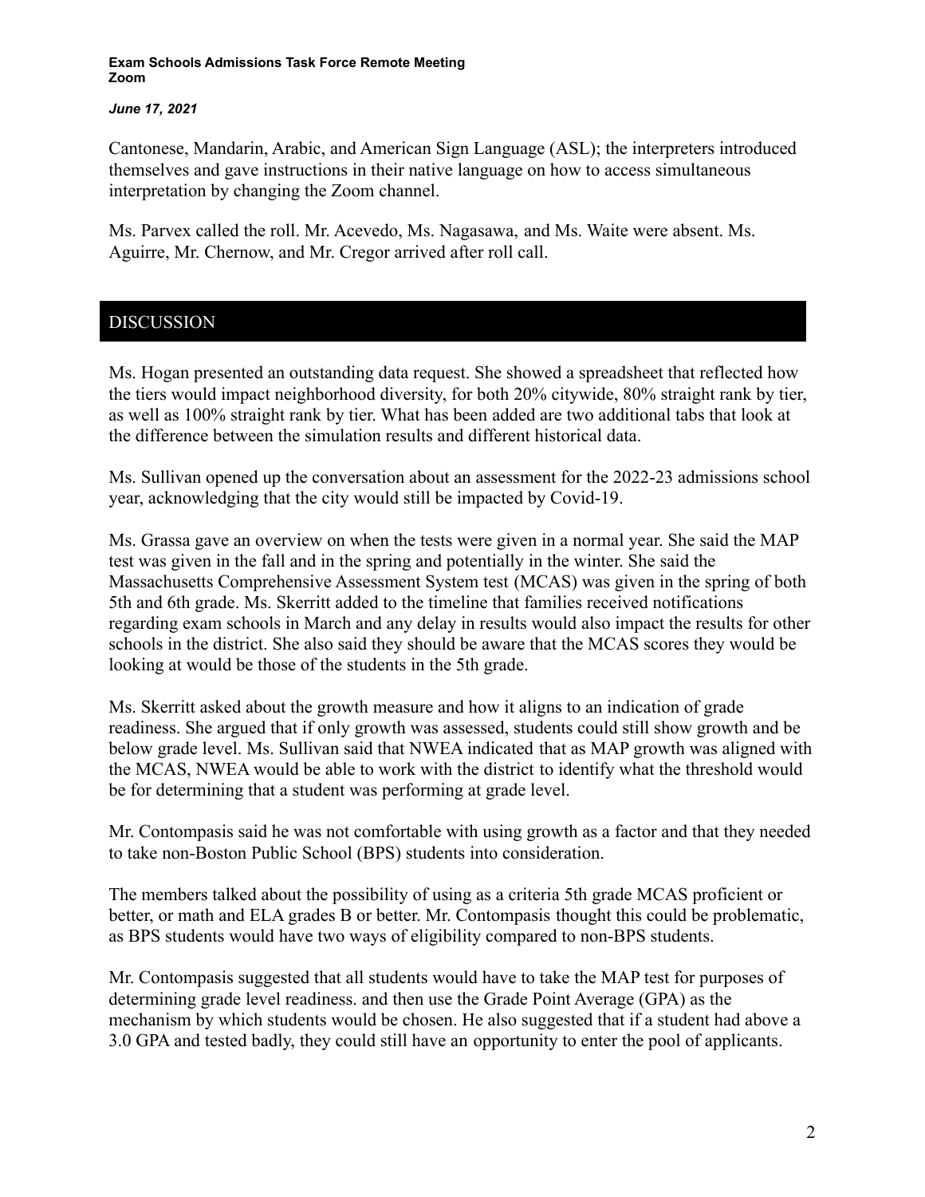Cantonese, Mandarin, Arabic, and American Sign Language (ASL); the interpreters introduced themselves and gave instructions in their native language on how to access simultaneous interpretation by changing the Zoom channel.

Ms. Parvex called the roll. Mr. Acevedo, Ms. Nagasawa, and Ms. Waite were absent. Ms. Aguirre, Mr. Chernow, and Mr. Cregor arrived after roll call.

## DISCUSSION

Ms. Hogan presented an outstanding data request. She showed a spreadsheet that reflected how the tiers would impact neighborhood diversity, for both 20% citywide, 80% straight rank by tier, as well as 100% straight rank by tier. What has been added are two additional tabs that look at the difference between the simulation results and different historical data.

Ms. Sullivan opened up the conversation about an assessment for the 2022-23 admissions school year, acknowledging that the city would still be impacted by Covid-19.

Ms. Grassa gave an overview on when the tests were given in a normal year. She said the MAP test was given in the fall and in the spring and potentially in the winter. She said the Massachusetts Comprehensive Assessment System test (MCAS) was given in the spring of both 5th and 6th grade. Ms. Skerritt added to the timeline that families received notifications regarding exam schools in March and any delay in results would also impact the results for other schools in the district. She also said they should be aware that the MCAS scores they would be looking at would be those of the students in the 5th grade.

Ms. Skerritt asked about the growth measure and how it aligns to an indication of grade readiness. She argued that if only growth was assessed, students could still show growth and be below grade level. Ms. Sullivan said that NWEA indicated that as MAP growth was aligned with the MCAS, NWEA would be able to work with the district to identify what the threshold would be for determining that a student was performing at grade level.

Mr. Contompasis said he was not comfortable with using growth as a factor and that they needed to take non-Boston Public School (BPS) students into consideration.

The members talked about the possibility of using as a criteria 5th grade MCAS proficient or better, or math and ELA grades B or better. Mr. Contompasis thought this could be problematic, as BPS students would have two ways of eligibility compared to non-BPS students.

Mr. Contompasis suggested that all students would have to take the MAP test for purposes of determining grade level readiness. and then use the Grade Point Average (GPA) as the mechanism by which students would be chosen. He also suggested that if a student had above a 3.0 GPA and tested badly, they could still have an opportunity to enter the pool of applicants.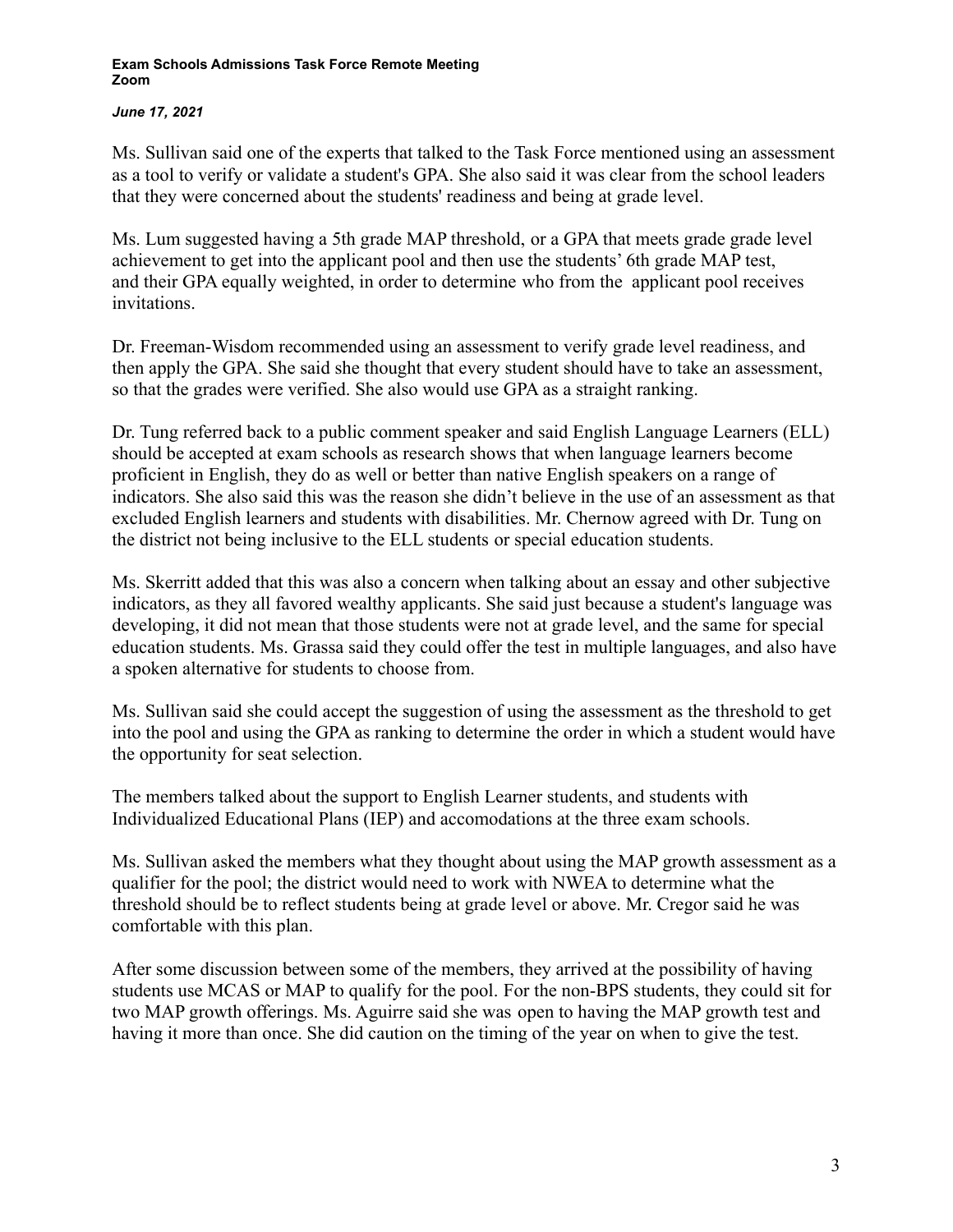Ms. Sullivan said one of the experts that talked to the Task Force mentioned using an assessment as a tool to verify or validate a student's GPA. She also said it was clear from the school leaders that they were concerned about the students' readiness and being at grade level.

Ms. Lum suggested having a 5th grade MAP threshold, or a GPA that meets grade grade level achievement to get into the applicant pool and then use the students' 6th grade MAP test, and their GPA equally weighted, in order to determine who from the applicant pool receives invitations.

Dr. Freeman-Wisdom recommended using an assessment to verify grade level readiness, and then apply the GPA. She said she thought that every student should have to take an assessment, so that the grades were verified. She also would use GPA as a straight ranking.

Dr. Tung referred back to a public comment speaker and said English Language Learners (ELL) should be accepted at exam schools as research shows that when language learners become proficient in English, they do as well or better than native English speakers on a range of indicators. She also said this was the reason she didn't believe in the use of an assessment as that excluded English learners and students with disabilities. Mr. Chernow agreed with Dr. Tung on the district not being inclusive to the ELL students or special education students.

Ms. Skerritt added that this was also a concern when talking about an essay and other subjective indicators, as they all favored wealthy applicants. She said just because a student's language was developing, it did not mean that those students were not at grade level, and the same for special education students. Ms. Grassa said they could offer the test in multiple languages, and also have a spoken alternative for students to choose from.

Ms. Sullivan said she could accept the suggestion of using the assessment as the threshold to get into the pool and using the GPA as ranking to determine the order in which a student would have the opportunity for seat selection.

The members talked about the support to English Learner students, and students with Individualized Educational Plans (IEP) and accomodations at the three exam schools.

Ms. Sullivan asked the members what they thought about using the MAP growth assessment as a qualifier for the pool; the district would need to work with NWEA to determine what the threshold should be to reflect students being at grade level or above. Mr. Cregor said he was comfortable with this plan.

After some discussion between some of the members, they arrived at the possibility of having students use MCAS or MAP to qualify for the pool. For the non-BPS students, they could sit for two MAP growth offerings. Ms. Aguirre said she was open to having the MAP growth test and having it more than once. She did caution on the timing of the year on when to give the test.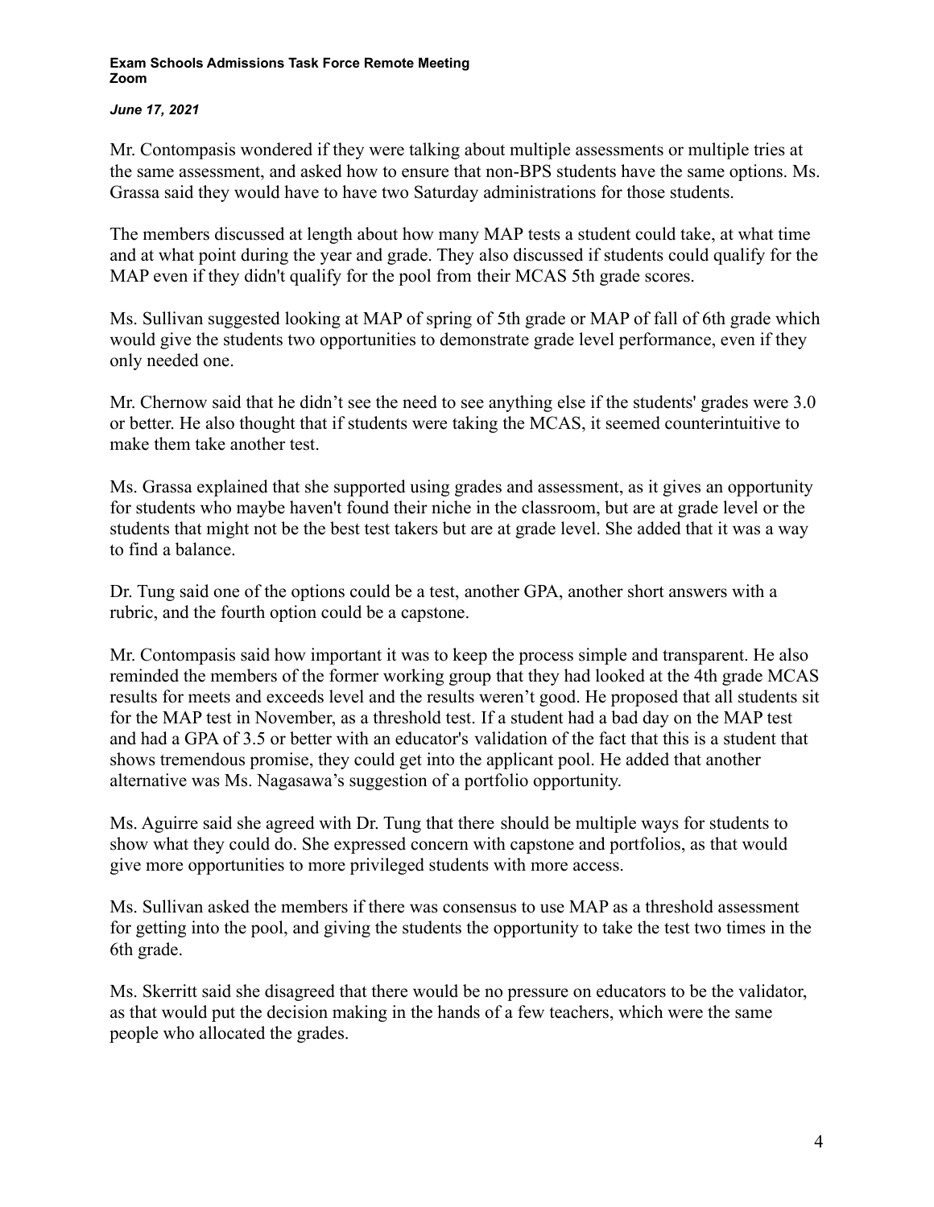Mr. Contompasis wondered if they were talking about multiple assessments or multiple tries at the same assessment, and asked how to ensure that non-BPS students have the same options. Ms. Grassa said they would have to have two Saturday administrations for those students.

The members discussed at length about how many MAP tests a student could take, at what time and at what point during the year and grade. They also discussed if students could qualify for the MAP even if they didn't qualify for the pool from their MCAS 5th grade scores.

Ms. Sullivan suggested looking at MAP of spring of 5th grade or MAP of fall of 6th grade which would give the students two opportunities to demonstrate grade level performance, even if they only needed one.

Mr. Chernow said that he didn't see the need to see anything else if the students' grades were 3.0 or better. He also thought that if students were taking the MCAS, it seemed counterintuitive to make them take another test.

Ms. Grassa explained that she supported using grades and assessment, as it gives an opportunity for students who maybe haven't found their niche in the classroom, but are at grade level or the students that might not be the best test takers but are at grade level. She added that it was a way to find a balance.

Dr. Tung said one of the options could be a test, another GPA, another short answers with a rubric, and the fourth option could be a capstone.

Mr. Contompasis said how important it was to keep the process simple and transparent. He also reminded the members of the former working group that they had looked at the 4th grade MCAS results for meets and exceeds level and the results weren't good. He proposed that all students sit for the MAP test in November, as a threshold test. If a student had a bad day on the MAP test and had a GPA of 3.5 or better with an educator's validation of the fact that this is a student that shows tremendous promise, they could get into the applicant pool. He added that another alternative was Ms. Nagasawa's suggestion of a portfolio opportunity.

Ms. Aguirre said she agreed with Dr. Tung that there should be multiple ways for students to show what they could do. She expressed concern with capstone and portfolios, as that would give more opportunities to more privileged students with more access.

Ms. Sullivan asked the members if there was consensus to use MAP as a threshold assessment for getting into the pool, and giving the students the opportunity to take the test two times in the 6th grade.

Ms. Skerritt said she disagreed that there would be no pressure on educators to be the validator, as that would put the decision making in the hands of a few teachers, which were the same people who allocated the grades.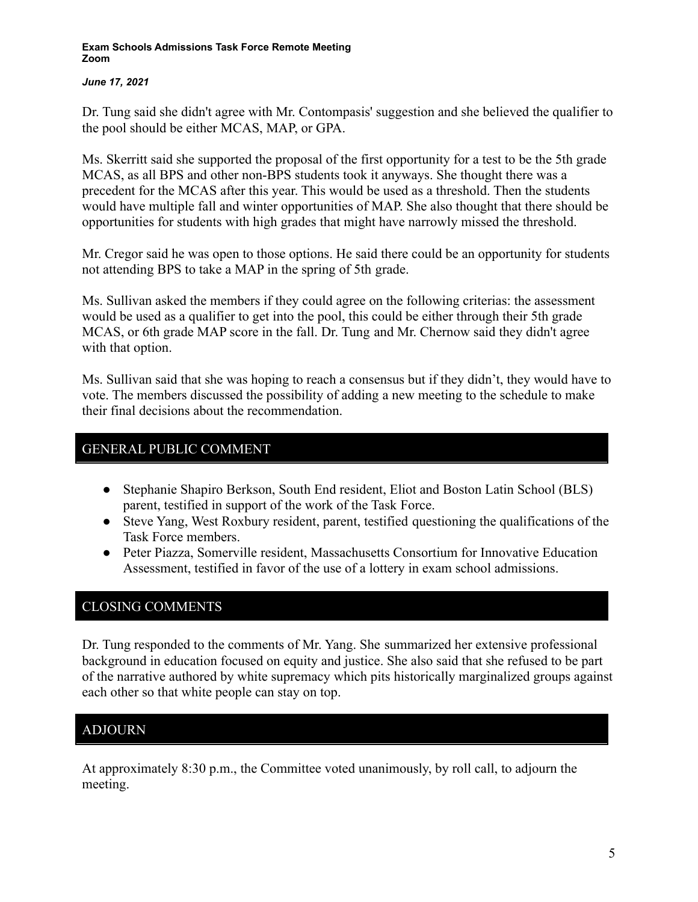Dr. Tung said she didn't agree with Mr. Contompasis' suggestion and she believed the qualifier to the pool should be either MCAS, MAP, or GPA.

Ms. Skerritt said she supported the proposal of the first opportunity for a test to be the 5th grade MCAS, as all BPS and other non-BPS students took it anyways. She thought there was a precedent for the MCAS after this year. This would be used as a threshold. Then the students would have multiple fall and winter opportunities of MAP. She also thought that there should be opportunities for students with high grades that might have narrowly missed the threshold.

Mr. Cregor said he was open to those options. He said there could be an opportunity for students not attending BPS to take a MAP in the spring of 5th grade.

Ms. Sullivan asked the members if they could agree on the following criterias: the assessment would be used as a qualifier to get into the pool, this could be either through their 5th grade MCAS, or 6th grade MAP score in the fall. Dr. Tung and Mr. Chernow said they didn't agree with that option.

Ms. Sullivan said that she was hoping to reach a consensus but if they didn't, they would have to vote. The members discussed the possibility of adding a new meeting to the schedule to make their final decisions about the recommendation.

## GENERAL PUBLIC COMMENT

- Stephanie Shapiro Berkson, South End resident, Eliot and Boston Latin School (BLS) parent, testified in support of the work of the Task Force.
- Steve Yang, West Roxbury resident, parent, testified questioning the qualifications of the Task Force members.
- Peter Piazza, Somerville resident, Massachusetts Consortium for Innovative Education Assessment, testified in favor of the use of a lottery in exam school admissions.

## CLOSING COMMENTS

Dr. Tung responded to the comments of Mr. Yang. She summarized her extensive professional background in education focused on equity and justice. She also said that she refused to be part of the narrative authored by white supremacy which pits historically marginalized groups against each other so that white people can stay on top.

## ADJOURN

At approximately 8:30 p.m., the Committee voted unanimously, by roll call, to adjourn the meeting.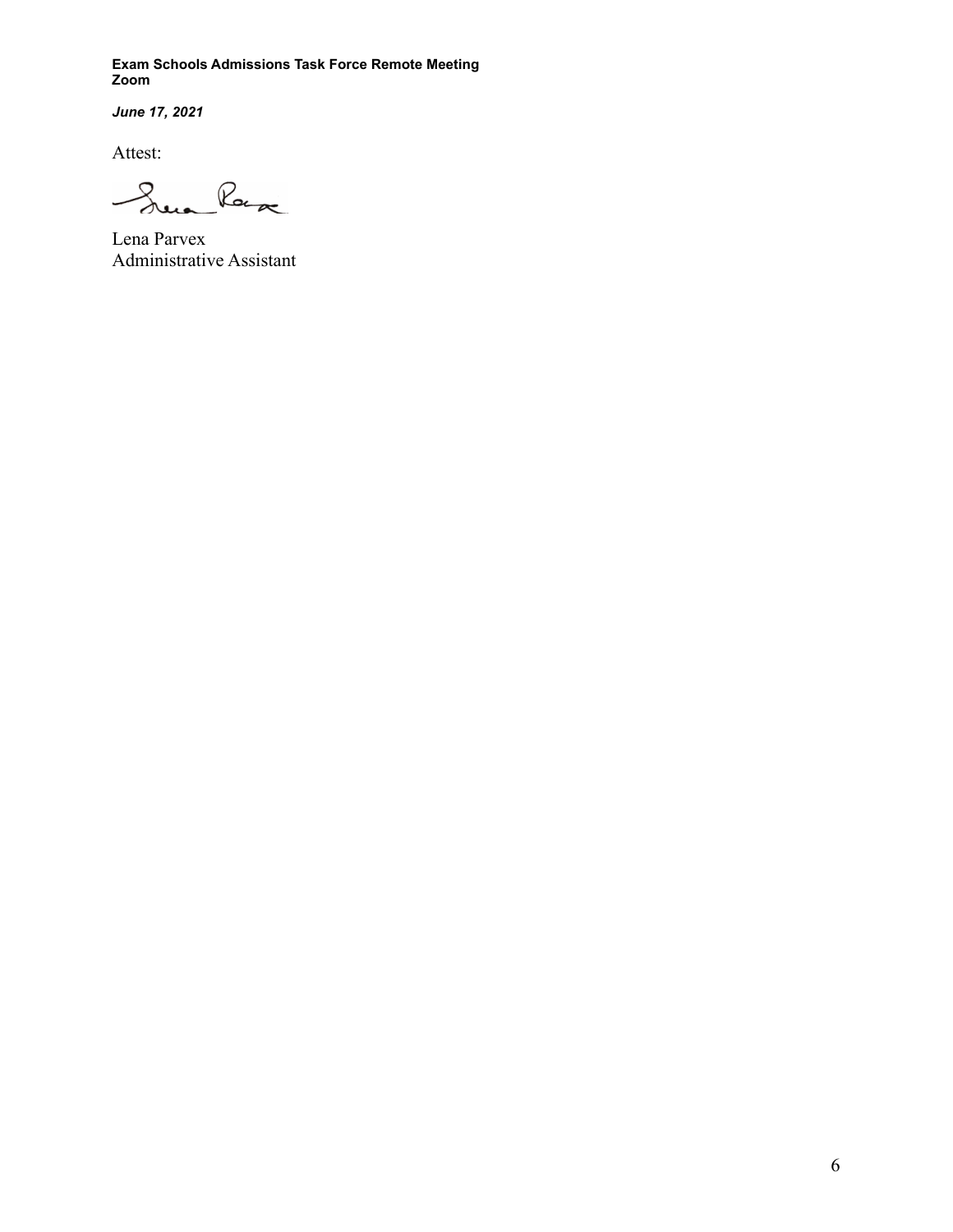Attest:

Lena Parvex
Administrative Assistant